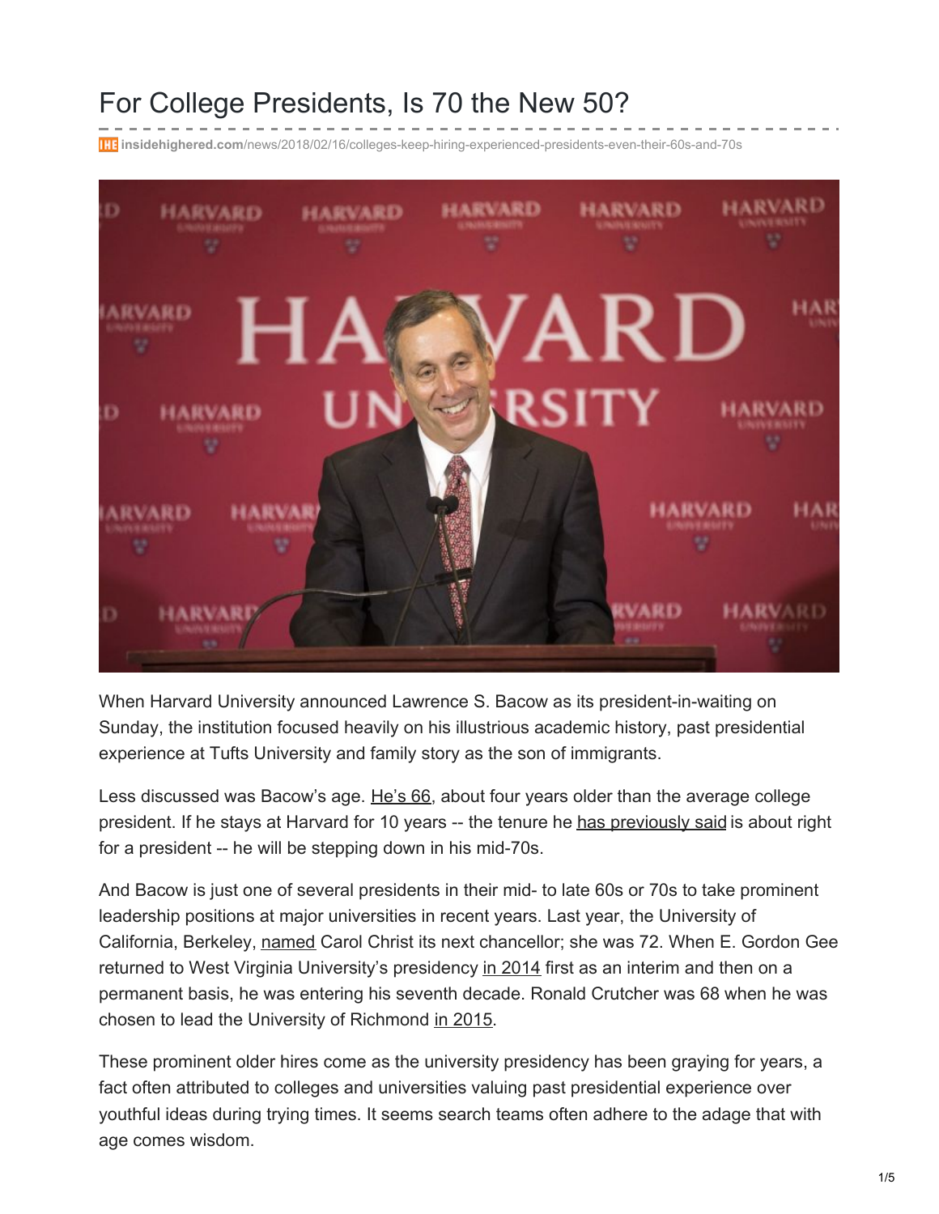# For College Presidents, Is 70 the New 50?

insidehighered.com/news/2018/02/16/colleges-keep-hiring-experienced-presidents-even-their-60s-and-70s

When Harvard University announced Lawrence S. Bacow as its president-in-waiting on Sunday, the institution focused heavily on his illustrious academic history, past presidential experience at Tufts University and family story as the son of immigrants.

Less discussed was Bacow's age. He's 66, about four years older than the average college president. If he stays at Harvard for 10 years -- the tenure he has previously said is about right for a president -- he will be stepping down in his mid-70s.

And Bacow is just one of several presidents in their mid- to late 60s or 70s to take prominent leadership positions at major universities in recent years. Last year, the University of California, Berkeley, named Carol Christ its next chancellor; she was 72. When E. Gordon Gee returned to West Virginia University's presidency in 2014 first as an interim and then on a permanent basis, he was entering his seventh decade. Ronald Crutcher was 68 when he was chosen to lead the University of Richmond in 2015.

These prominent older hires come as the university presidency has been graying for years, a fact often attributed to colleges and universities valuing past presidential experience over youthful ideas during trying times. It seems search teams often adhere to the adage that with age comes wisdom.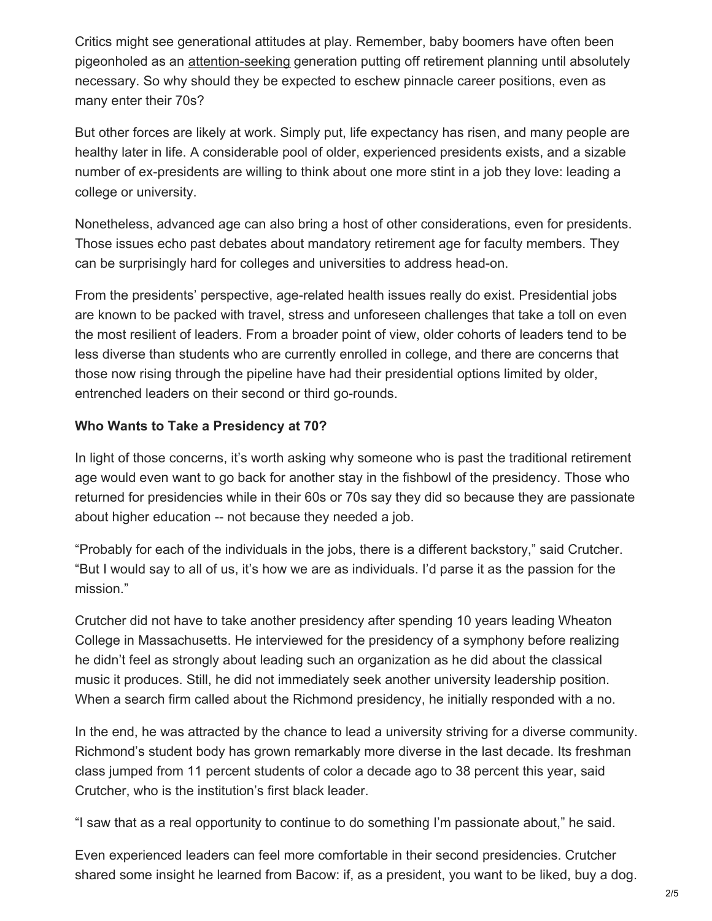Critics might see generational attitudes at play. Remember, baby boomers have often been pigeonholed as an attention-seeking generation putting off retirement planning until absolutely necessary. So why should they be expected to eschew pinnacle career positions, even as many enter their 70s?

But other forces are likely at work. Simply put, life expectancy has risen, and many people are healthy later in life. A considerable pool of older, experienced presidents exists, and a sizable number of ex-presidents are willing to think about one more stint in a job they love: leading a college or university.

Nonetheless, advanced age can also bring a host of other considerations, even for presidents. Those issues echo past debates about mandatory retirement age for faculty members. They can be surprisingly hard for colleges and universities to address head-on.

From the presidents' perspective, age-related health issues really do exist. Presidential jobs are known to be packed with travel, stress and unforeseen challenges that take a toll on even the most resilient of leaders. From a broader point of view, older cohorts of leaders tend to be less diverse than students who are currently enrolled in college, and there are concerns that those now rising through the pipeline have had their presidential options limited by older, entrenched leaders on their second or third go-rounds.

**Who Wants to Take a Presidency at 70?**

In light of those concerns, it's worth asking why someone who is past the traditional retirement age would even want to go back for another stay in the fishbowl of the presidency. Those who returned for presidencies while in their 60s or 70s say they did so because they are passionate about higher education -- not because they needed a job.

"Probably for each of the individuals in the jobs, there is a different backstory," said Crutcher. "But I would say to all of us, it's how we are as individuals. I'd parse it as the passion for the mission."

Crutcher did not have to take another presidency after spending 10 years leading Wheaton College in Massachusetts. He interviewed for the presidency of a symphony before realizing he didn't feel as strongly about leading such an organization as he did about the classical music it produces. Still, he did not immediately seek another university leadership position. When a search firm called about the Richmond presidency, he initially responded with a no.

In the end, he was attracted by the chance to lead a university striving for a diverse community. Richmond's student body has grown remarkably more diverse in the last decade. Its freshman class jumped from 11 percent students of color a decade ago to 38 percent this year, said Crutcher, who is the institution's first black leader.

"I saw that as a real opportunity to continue to do something I'm passionate about," he said.

Even experienced leaders can feel more comfortable in their second presidencies. Crutcher shared some insight he learned from Bacow: if, as a president, you want to be liked, buy a dog.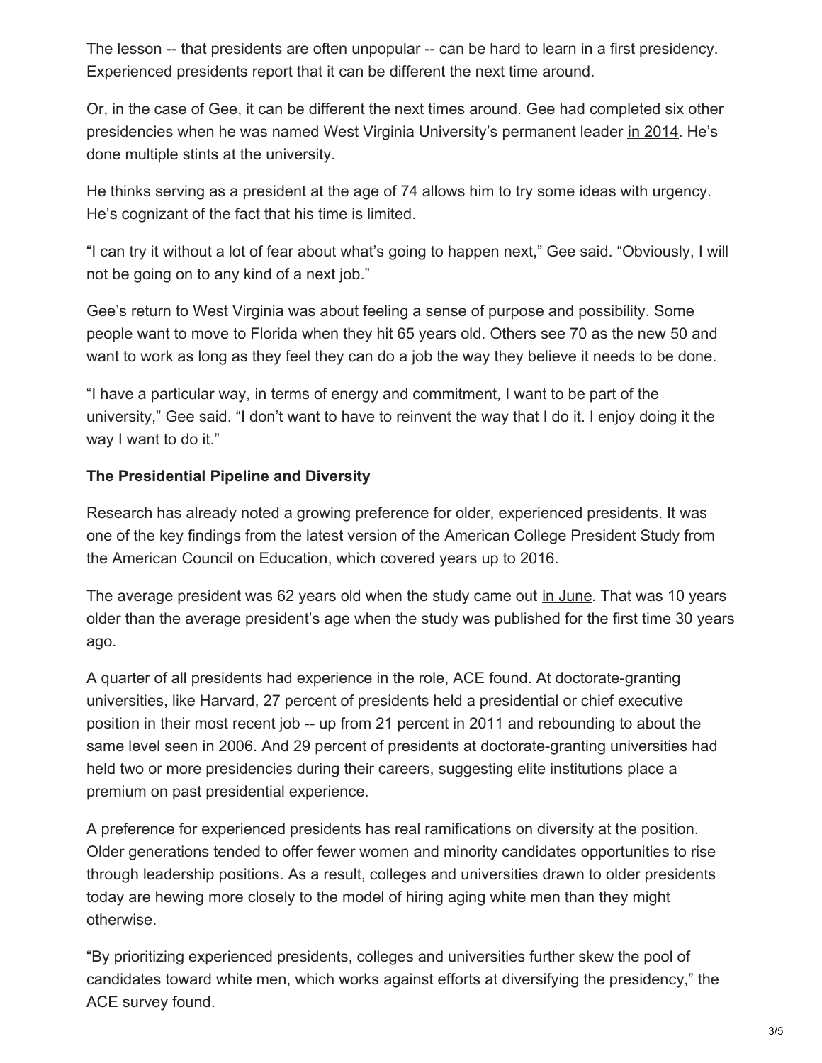The lesson -- that presidents are often unpopular -- can be hard to learn in a first presidency. Experienced presidents report that it can be different the next time around.

Or, in the case of Gee, it can be different the next times around. Gee had completed six other presidencies when he was named West Virginia University's permanent leader in 2014. He's done multiple stints at the university.

He thinks serving as a president at the age of 74 allows him to try some ideas with urgency. He's cognizant of the fact that his time is limited.

"I can try it without a lot of fear about what's going to happen next," Gee said. "Obviously, I will not be going on to any kind of a next job."

Gee's return to West Virginia was about feeling a sense of purpose and possibility. Some people want to move to Florida when they hit 65 years old. Others see 70 as the new 50 and want to work as long as they feel they can do a job the way they believe it needs to be done.

"I have a particular way, in terms of energy and commitment, I want to be part of the university," Gee said. "I don't want to have to reinvent the way that I do it. I enjoy doing it the way I want to do it."

**The Presidential Pipeline and Diversity**

Research has already noted a growing preference for older, experienced presidents. It was one of the key findings from the latest version of the American College President Study from the American Council on Education, which covered years up to 2016.

The average president was 62 years old when the study came out in June. That was 10 years older than the average president's age when the study was published for the first time 30 years ago.

A quarter of all presidents had experience in the role, ACE found. At doctorate-granting universities, like Harvard, 27 percent of presidents held a presidential or chief executive position in their most recent job -- up from 21 percent in 2011 and rebounding to about the same level seen in 2006. And 29 percent of presidents at doctorate-granting universities had held two or more presidencies during their careers, suggesting elite institutions place a premium on past presidential experience.

A preference for experienced presidents has real ramifications on diversity at the position. Older generations tended to offer fewer women and minority candidates opportunities to rise through leadership positions. As a result, colleges and universities drawn to older presidents today are hewing more closely to the model of hiring aging white men than they might otherwise.

"By prioritizing experienced presidents, colleges and universities further skew the pool of candidates toward white men, which works against efforts at diversifying the presidency," the ACE survey found.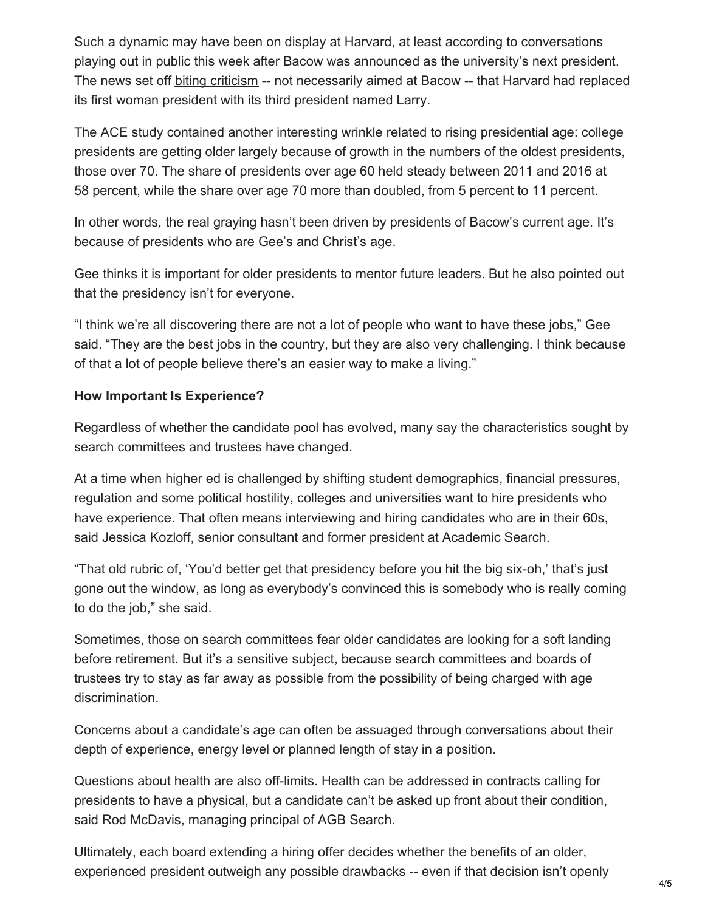Such a dynamic may have been on display at Harvard, at least according to conversations playing out in public this week after Bacow was announced as the university's next president. The news set off biting criticism -- not necessarily aimed at Bacow -- that Harvard had replaced its first woman president with its third president named Larry.

The ACE study contained another interesting wrinkle related to rising presidential age: college presidents are getting older largely because of growth in the numbers of the oldest presidents, those over 70. The share of presidents over age 60 held steady between 2011 and 2016 at 58 percent, while the share over age 70 more than doubled, from 5 percent to 11 percent.

In other words, the real graying hasn't been driven by presidents of Bacow's current age. It's because of presidents who are Gee's and Christ's age.

Gee thinks it is important for older presidents to mentor future leaders. But he also pointed out that the presidency isn't for everyone.

"I think we're all discovering there are not a lot of people who want to have these jobs," Gee said. "They are the best jobs in the country, but they are also very challenging. I think because of that a lot of people believe there's an easier way to make a living."

**How Important Is Experience?**

Regardless of whether the candidate pool has evolved, many say the characteristics sought by search committees and trustees have changed.

At a time when higher ed is challenged by shifting student demographics, financial pressures, regulation and some political hostility, colleges and universities want to hire presidents who have experience. That often means interviewing and hiring candidates who are in their 60s, said Jessica Kozloff, senior consultant and former president at Academic Search.

"That old rubric of, 'You'd better get that presidency before you hit the big six-oh,' that's just gone out the window, as long as everybody's convinced this is somebody who is really coming to do the job," she said.

Sometimes, those on search committees fear older candidates are looking for a soft landing before retirement. But it's a sensitive subject, because search committees and boards of trustees try to stay as far away as possible from the possibility of being charged with age discrimination.

Concerns about a candidate's age can often be assuaged through conversations about their depth of experience, energy level or planned length of stay in a position.

Questions about health are also off-limits. Health can be addressed in contracts calling for presidents to have a physical, but a candidate can't be asked up front about their condition, said Rod McDavis, managing principal of AGB Search.

Ultimately, each board extending a hiring offer decides whether the benefits of an older, experienced president outweigh any possible drawbacks -- even if that decision isn't openly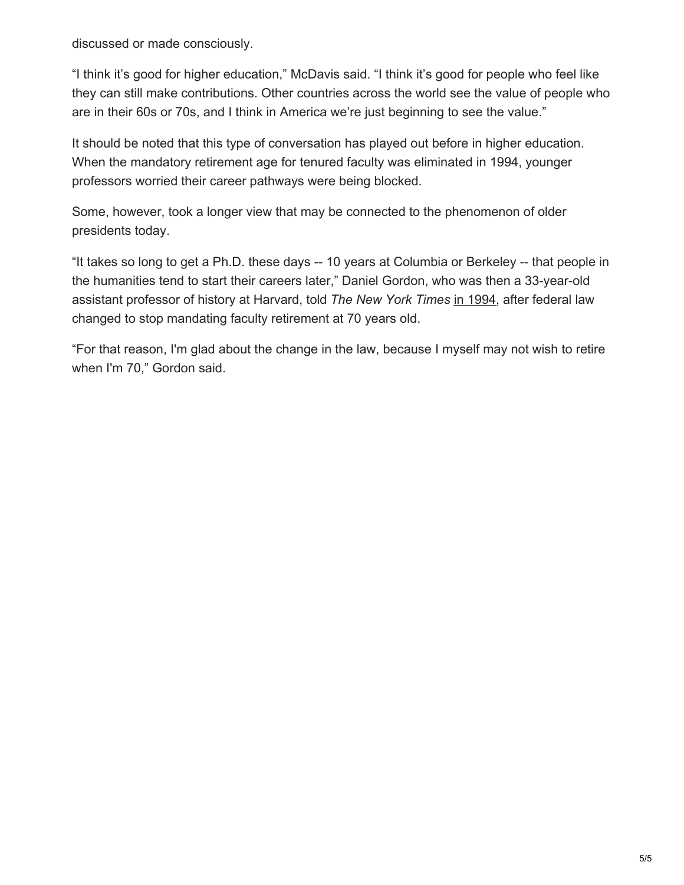discussed or made consciously.

"I think it's good for higher education," McDavis said. "I think it's good for people who feel like they can still make contributions. Other countries across the world see the value of people who are in their 60s or 70s, and I think in America we're just beginning to see the value."

It should be noted that this type of conversation has played out before in higher education. When the mandatory retirement age for tenured faculty was eliminated in 1994, younger professors worried their career pathways were being blocked.

Some, however, took a longer view that may be connected to the phenomenon of older presidents today.

"It takes so long to get a Ph.D. these days -- 10 years at Columbia or Berkeley -- that people in the humanities tend to start their careers later," Daniel Gordon, who was then a 33-year-old assistant professor of history at Harvard, told *The New York Times* in 1994, after federal law changed to stop mandating faculty retirement at 70 years old.

"For that reason, I'm glad about the change in the law, because I myself may not wish to retire when I'm 70," Gordon said.